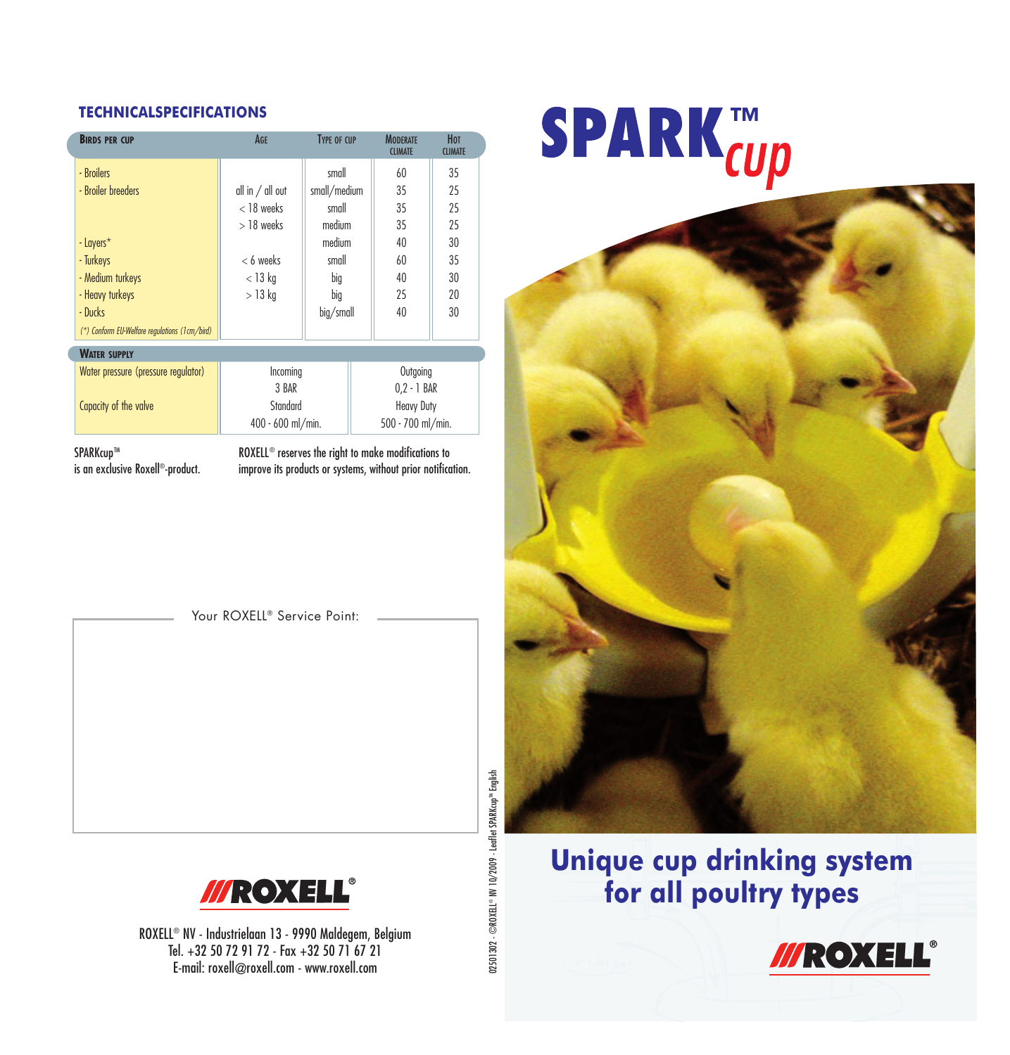## TECHNICALSPECIFICATIONS

| Birds per cup | Age | Type of cup | Moderate climate | Hot climate |
|---|---|---|---|---|
| - Broilers | | small | 60 | 35 |
| - Broiler breeders | all in / all out | small/medium | 35 | 25 |
| | < 18 weeks | small | 35 | 25 |
| | > 18 weeks | medium | 35 | 25 |
| - Layers* | | medium | 40 | 30 |
| - Turkeys | < 6 weeks | small | 60 | 35 |
| - Medium turkeys | < 13 kg | big | 40 | 30 |
| - Heavy turkeys | > 13 kg | big | 25 | 20 |
| - Ducks | | big/small | 40 | 30 |

*(\*) Conform EU-Welfare regulations (1cm/bird)*

| Water supply | | |
|---|---|---|
| Water pressure (pressure regulator) | Incoming | Outgoing |
| | 3 BAR | 0,2 - 1 BAR |
| Capacity of the valve | Standard | Heavy Duty |
| | 400 - 600 ml/min. | 500 - 700 ml/min. |

SPARKcup™
is an exclusive Roxell®-product.

ROXELL® reserves the right to make modifications to improve its products or systems, without prior notification.

Your ROXELL® Service Point:

ROXELL

ROXELL® NV - Industrielaan 13 - 9990 Maldegem, Belgium
Tel. +32 50 72 91 72 - Fax +32 50 71 67 21
E-mail: roxell@roxell.com - www.roxell.com

02501302 - ©ROXELL® NV 10/2009 - Leaflet SPARKcup™ English

# SPARK™ cup

## Unique cup drinking system for all poultry types

ROXELL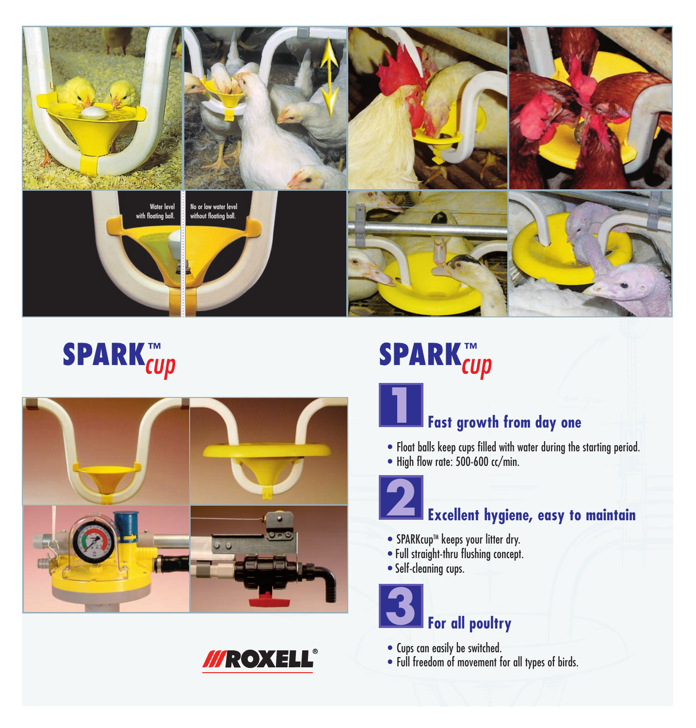Water level with floating ball.

No or low water level without floating ball.

# SPARK™ cup

ROXELL®

# SPARK™ cup

## 1 Fast growth from day one

- Float balls keep cups filled with water during the starting period.
- High flow rate: 500-600 cc/min.

## 2 Excellent hygiene, easy to maintain

- SPARKcup™ keeps your litter dry.
- Full straight-thru flushing concept.
- Self-cleaning cups.

## 3 For all poultry

- Cups can easily be switched.
- Full freedom of movement for all types of birds.